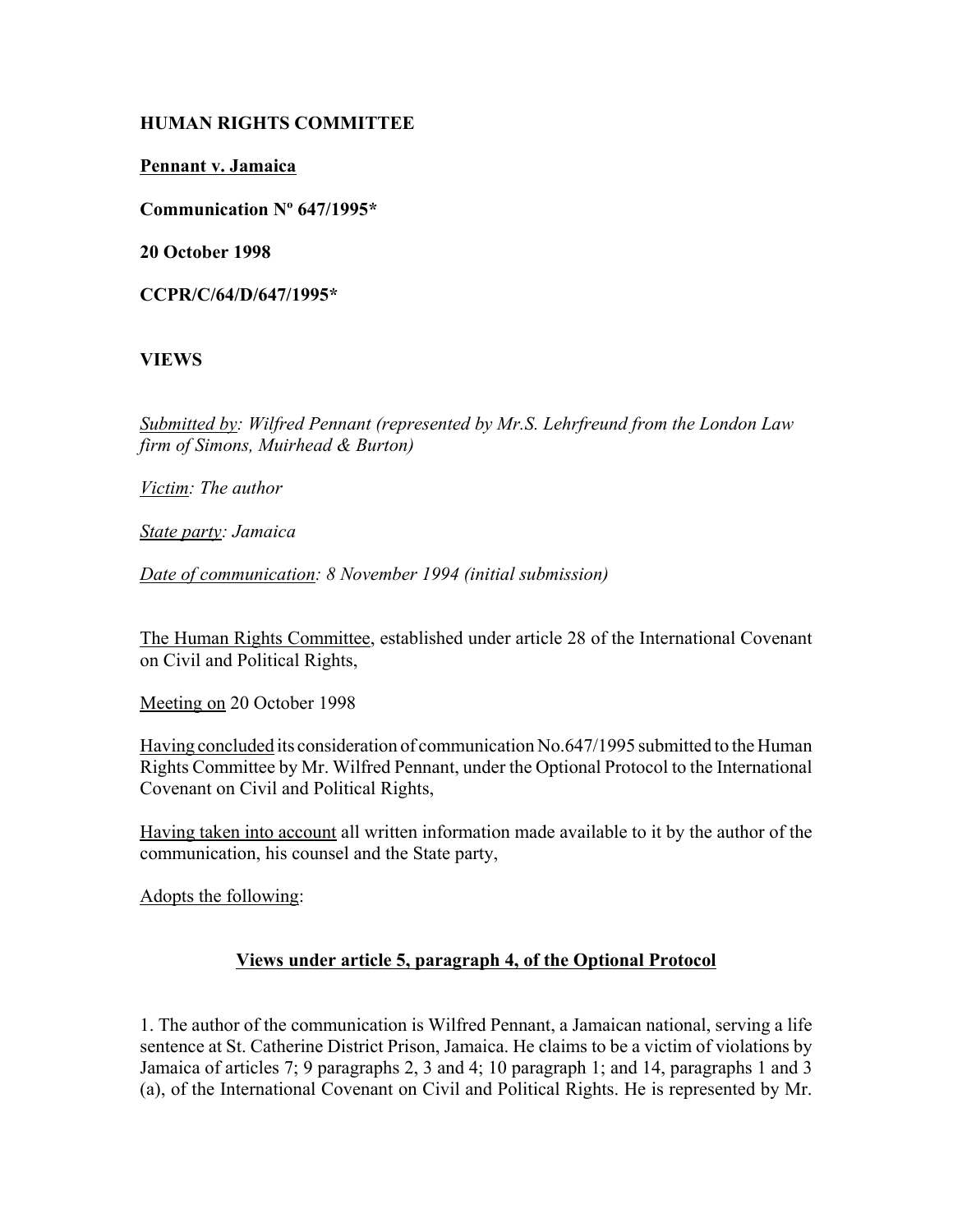**HUMAN RIGHTS COMMITTEE**

**Pennant v. Jamaica**

**Communication Nº 647/1995***

**20 October 1998**

**CCPR/C/64/D/647/1995***

**VIEWS**

*Submitted by: Wilfred Pennant (represented by Mr.S. Lehrfreund from the London Law firm of Simons, Muirhead & Burton)*

*Victim: The author*

*State party: Jamaica*

*Date of communication: 8 November 1994 (initial submission)*

The Human Rights Committee, established under article 28 of the International Covenant on Civil and Political Rights,

Meeting on 20 October 1998

Having concluded its consideration of communication No.647/1995 submitted to the Human Rights Committee by Mr. Wilfred Pennant, under the Optional Protocol to the International Covenant on Civil and Political Rights,

Having taken into account all written information made available to it by the author of the communication, his counsel and the State party,

Adopts the following:

**Views under article 5, paragraph 4, of the Optional Protocol**

1. The author of the communication is Wilfred Pennant, a Jamaican national, serving a life sentence at St. Catherine District Prison, Jamaica. He claims to be a victim of violations by Jamaica of articles 7; 9 paragraphs 2, 3 and 4; 10 paragraph 1; and 14, paragraphs 1 and 3 (a), of the International Covenant on Civil and Political Rights. He is represented by Mr.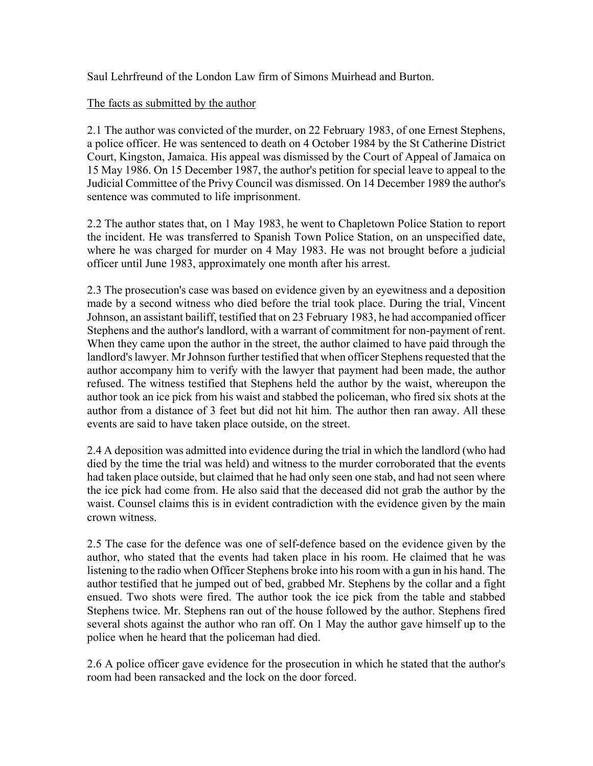Saul Lehrfreund of the London Law firm of Simons Muirhead and Burton.

The facts as submitted by the author

2.1 The author was convicted of the murder, on 22 February 1983, of one Ernest Stephens, a police officer. He was sentenced to death on 4 October 1984 by the St Catherine District Court, Kingston, Jamaica. His appeal was dismissed by the Court of Appeal of Jamaica on 15 May 1986. On 15 December 1987, the author's petition for special leave to appeal to the Judicial Committee of the Privy Council was dismissed. On 14 December 1989 the author's sentence was commuted to life imprisonment.

2.2 The author states that, on 1 May 1983, he went to Chapletown Police Station to report the incident. He was transferred to Spanish Town Police Station, on an unspecified date, where he was charged for murder on 4 May 1983. He was not brought before a judicial officer until June 1983, approximately one month after his arrest.

2.3 The prosecution's case was based on evidence given by an eyewitness and a deposition made by a second witness who died before the trial took place. During the trial, Vincent Johnson, an assistant bailiff, testified that on 23 February 1983, he had accompanied officer Stephens and the author's landlord, with a warrant of commitment for non-payment of rent. When they came upon the author in the street, the author claimed to have paid through the landlord's lawyer. Mr Johnson further testified that when officer Stephens requested that the author accompany him to verify with the lawyer that payment had been made, the author refused. The witness testified that Stephens held the author by the waist, whereupon the author took an ice pick from his waist and stabbed the policeman, who fired six shots at the author from a distance of 3 feet but did not hit him. The author then ran away. All these events are said to have taken place outside, on the street.

2.4 A deposition was admitted into evidence during the trial in which the landlord (who had died by the time the trial was held) and witness to the murder corroborated that the events had taken place outside, but claimed that he had only seen one stab, and had not seen where the ice pick had come from. He also said that the deceased did not grab the author by the waist. Counsel claims this is in evident contradiction with the evidence given by the main crown witness.

2.5 The case for the defence was one of self-defence based on the evidence given by the author, who stated that the events had taken place in his room. He claimed that he was listening to the radio when Officer Stephens broke into his room with a gun in his hand. The author testified that he jumped out of bed, grabbed Mr. Stephens by the collar and a fight ensued. Two shots were fired. The author took the ice pick from the table and stabbed Stephens twice. Mr. Stephens ran out of the house followed by the author. Stephens fired several shots against the author who ran off. On 1 May the author gave himself up to the police when he heard that the policeman had died.

2.6 A police officer gave evidence for the prosecution in which he stated that the author's room had been ransacked and the lock on the door forced.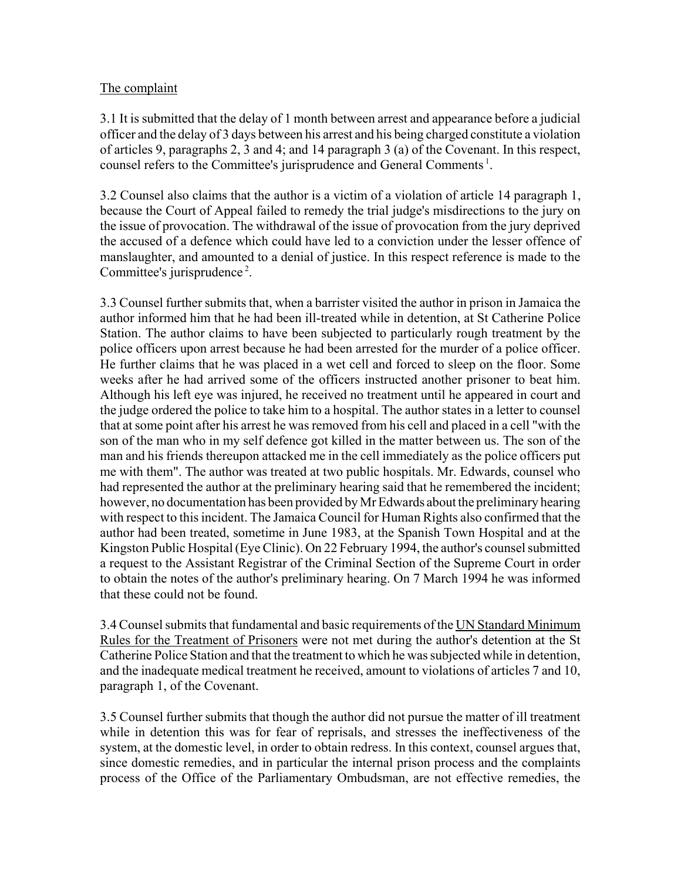The complaint

3.1 It is submitted that the delay of 1 month between arrest and appearance before a judicial officer and the delay of 3 days between his arrest and his being charged constitute a violation of articles 9, paragraphs 2, 3 and 4; and 14 paragraph 3 (a) of the Covenant. In this respect, counsel refers to the Committee's jurisprudence and General Comments [1].

3.2 Counsel also claims that the author is a victim of a violation of article 14 paragraph 1, because the Court of Appeal failed to remedy the trial judge's misdirections to the jury on the issue of provocation. The withdrawal of the issue of provocation from the jury deprived the accused of a defence which could have led to a conviction under the lesser offence of manslaughter, and amounted to a denial of justice. In this respect reference is made to the Committee's jurisprudence [2].

3.3 Counsel further submits that, when a barrister visited the author in prison in Jamaica the author informed him that he had been ill-treated while in detention, at St Catherine Police Station. The author claims to have been subjected to particularly rough treatment by the police officers upon arrest because he had been arrested for the murder of a police officer. He further claims that he was placed in a wet cell and forced to sleep on the floor. Some weeks after he had arrived some of the officers instructed another prisoner to beat him. Although his left eye was injured, he received no treatment until he appeared in court and the judge ordered the police to take him to a hospital. The author states in a letter to counsel that at some point after his arrest he was removed from his cell and placed in a cell "with the son of the man who in my self defence got killed in the matter between us. The son of the man and his friends thereupon attacked me in the cell immediately as the police officers put me with them". The author was treated at two public hospitals. Mr. Edwards, counsel who had represented the author at the preliminary hearing said that he remembered the incident; however, no documentation has been provided by Mr Edwards about the preliminary hearing with respect to this incident. The Jamaica Council for Human Rights also confirmed that the author had been treated, sometime in June 1983, at the Spanish Town Hospital and at the Kingston Public Hospital (Eye Clinic). On 22 February 1994, the author's counsel submitted a request to the Assistant Registrar of the Criminal Section of the Supreme Court in order to obtain the notes of the author's preliminary hearing. On 7 March 1994 he was informed that these could not be found.

3.4 Counsel submits that fundamental and basic requirements of the UN Standard Minimum Rules for the Treatment of Prisoners were not met during the author's detention at the St Catherine Police Station and that the treatment to which he was subjected while in detention, and the inadequate medical treatment he received, amount to violations of articles 7 and 10, paragraph 1, of the Covenant.

3.5 Counsel further submits that though the author did not pursue the matter of ill treatment while in detention this was for fear of reprisals, and stresses the ineffectiveness of the system, at the domestic level, in order to obtain redress. In this context, counsel argues that, since domestic remedies, and in particular the internal prison process and the complaints process of the Office of the Parliamentary Ombudsman, are not effective remedies, the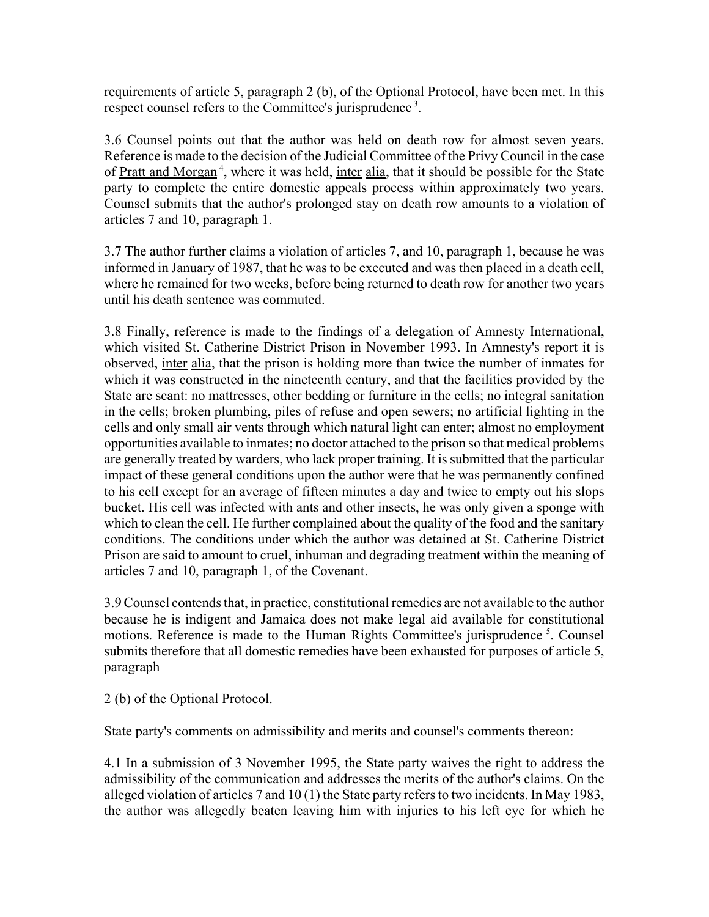requirements of article 5, paragraph 2 (b), of the Optional Protocol, have been met. In this respect counsel refers to the Committee's jurisprudence [3].

3.6 Counsel points out that the author was held on death row for almost seven years. Reference is made to the decision of the Judicial Committee of the Privy Council in the case of Pratt and Morgan [4], where it was held, inter alia, that it should be possible for the State party to complete the entire domestic appeals process within approximately two years. Counsel submits that the author's prolonged stay on death row amounts to a violation of articles 7 and 10, paragraph 1.

3.7 The author further claims a violation of articles 7, and 10, paragraph 1, because he was informed in January of 1987, that he was to be executed and was then placed in a death cell, where he remained for two weeks, before being returned to death row for another two years until his death sentence was commuted.

3.8 Finally, reference is made to the findings of a delegation of Amnesty International, which visited St. Catherine District Prison in November 1993. In Amnesty's report it is observed, inter alia, that the prison is holding more than twice the number of inmates for which it was constructed in the nineteenth century, and that the facilities provided by the State are scant: no mattresses, other bedding or furniture in the cells; no integral sanitation in the cells; broken plumbing, piles of refuse and open sewers; no artificial lighting in the cells and only small air vents through which natural light can enter; almost no employment opportunities available to inmates; no doctor attached to the prison so that medical problems are generally treated by warders, who lack proper training. It is submitted that the particular impact of these general conditions upon the author were that he was permanently confined to his cell except for an average of fifteen minutes a day and twice to empty out his slops bucket. His cell was infected with ants and other insects, he was only given a sponge with which to clean the cell. He further complained about the quality of the food and the sanitary conditions. The conditions under which the author was detained at St. Catherine District Prison are said to amount to cruel, inhuman and degrading treatment within the meaning of articles 7 and 10, paragraph 1, of the Covenant.

3.9 Counsel contends that, in practice, constitutional remedies are not available to the author because he is indigent and Jamaica does not make legal aid available for constitutional motions. Reference is made to the Human Rights Committee's jurisprudence [5]. Counsel submits therefore that all domestic remedies have been exhausted for purposes of article 5, paragraph

2 (b) of the Optional Protocol.

State party's comments on admissibility and merits and counsel's comments thereon:

4.1 In a submission of 3 November 1995, the State party waives the right to address the admissibility of the communication and addresses the merits of the author's claims. On the alleged violation of articles 7 and 10 (1) the State party refers to two incidents. In May 1983, the author was allegedly beaten leaving him with injuries to his left eye for which he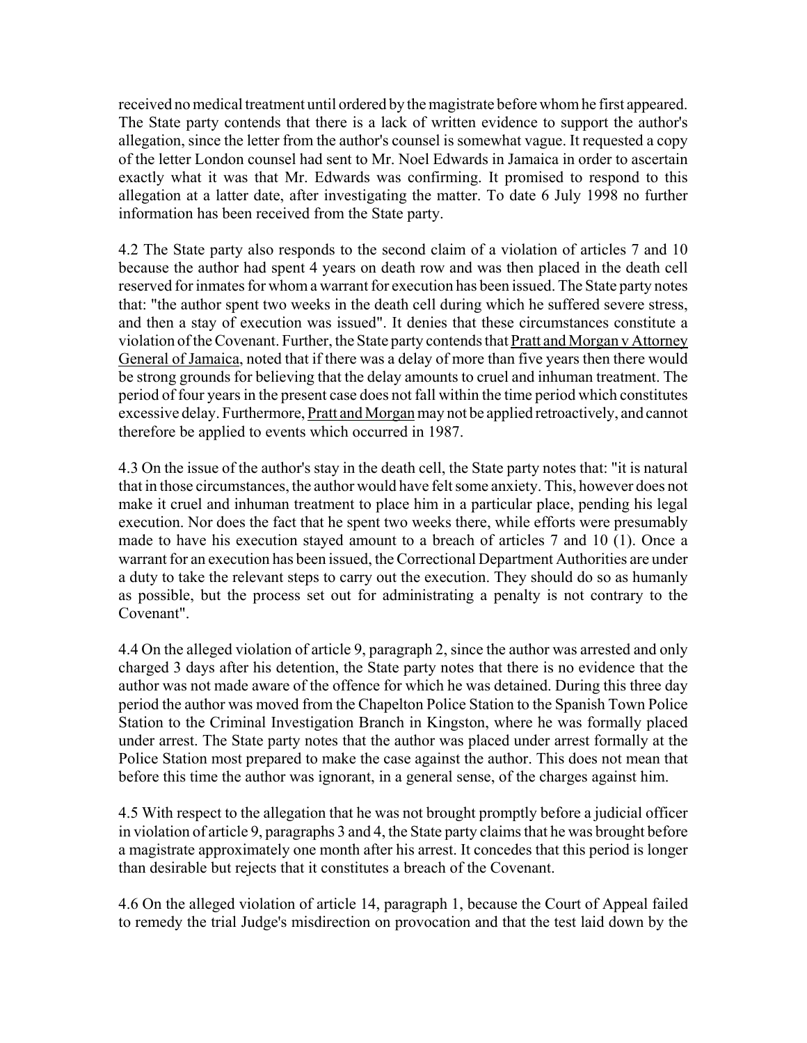received no medical treatment until ordered by the magistrate before whom he first appeared. The State party contends that there is a lack of written evidence to support the author's allegation, since the letter from the author's counsel is somewhat vague. It requested a copy of the letter London counsel had sent to Mr. Noel Edwards in Jamaica in order to ascertain exactly what it was that Mr. Edwards was confirming. It promised to respond to this allegation at a latter date, after investigating the matter. To date 6 July 1998 no further information has been received from the State party.

4.2 The State party also responds to the second claim of a violation of articles 7 and 10 because the author had spent 4 years on death row and was then placed in the death cell reserved for inmates for whom a warrant for execution has been issued. The State party notes that: "the author spent two weeks in the death cell during which he suffered severe stress, and then a stay of execution was issued". It denies that these circumstances constitute a violation of the Covenant. Further, the State party contends that Pratt and Morgan v Attorney General of Jamaica, noted that if there was a delay of more than five years then there would be strong grounds for believing that the delay amounts to cruel and inhuman treatment. The period of four years in the present case does not fall within the time period which constitutes excessive delay. Furthermore, Pratt and Morgan may not be applied retroactively, and cannot therefore be applied to events which occurred in 1987.

4.3 On the issue of the author's stay in the death cell, the State party notes that: "it is natural that in those circumstances, the author would have felt some anxiety. This, however does not make it cruel and inhuman treatment to place him in a particular place, pending his legal execution. Nor does the fact that he spent two weeks there, while efforts were presumably made to have his execution stayed amount to a breach of articles 7 and 10 (1). Once a warrant for an execution has been issued, the Correctional Department Authorities are under a duty to take the relevant steps to carry out the execution. They should do so as humanly as possible, but the process set out for administrating a penalty is not contrary to the Covenant".

4.4 On the alleged violation of article 9, paragraph 2, since the author was arrested and only charged 3 days after his detention, the State party notes that there is no evidence that the author was not made aware of the offence for which he was detained. During this three day period the author was moved from the Chapelton Police Station to the Spanish Town Police Station to the Criminal Investigation Branch in Kingston, where he was formally placed under arrest. The State party notes that the author was placed under arrest formally at the Police Station most prepared to make the case against the author. This does not mean that before this time the author was ignorant, in a general sense, of the charges against him.

4.5 With respect to the allegation that he was not brought promptly before a judicial officer in violation of article 9, paragraphs 3 and 4, the State party claims that he was brought before a magistrate approximately one month after his arrest. It concedes that this period is longer than desirable but rejects that it constitutes a breach of the Covenant.

4.6 On the alleged violation of article 14, paragraph 1, because the Court of Appeal failed to remedy the trial Judge's misdirection on provocation and that the test laid down by the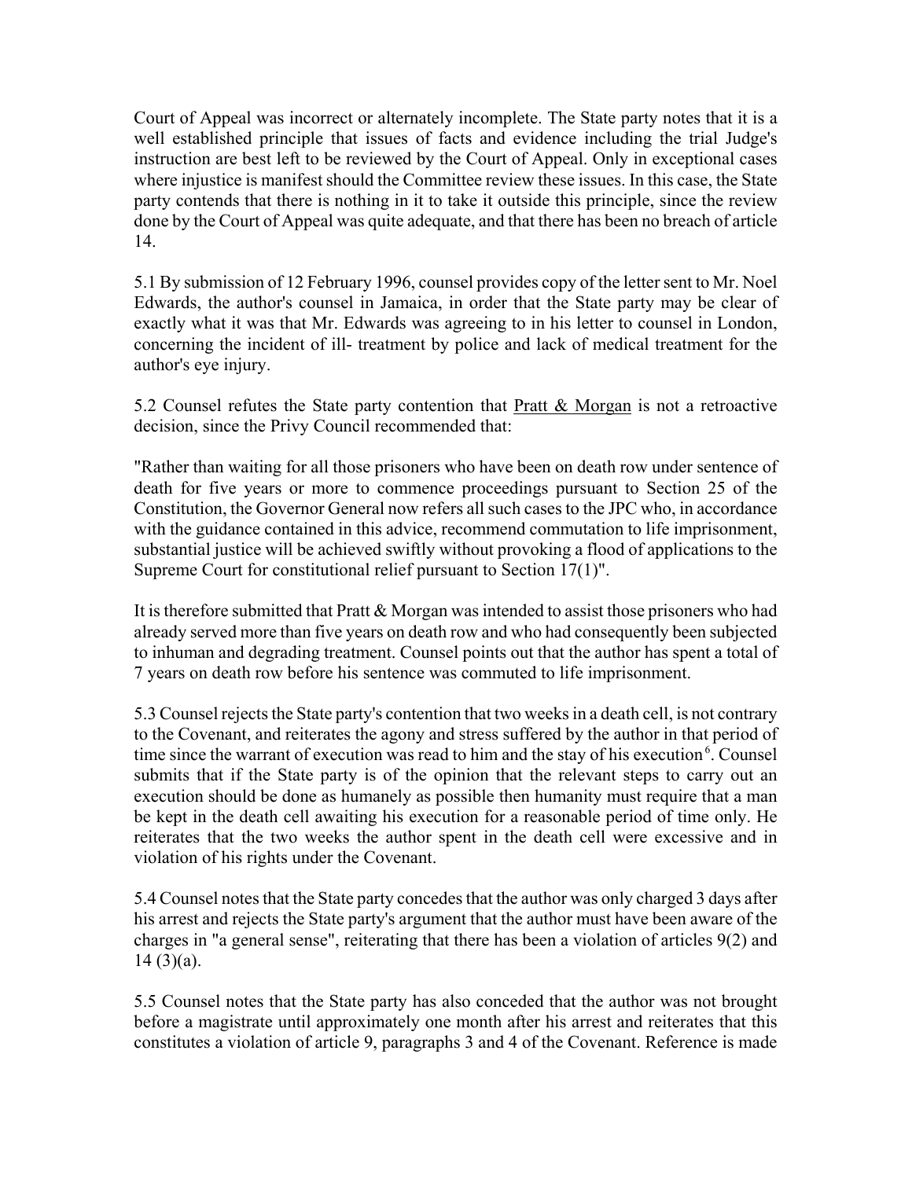Court of Appeal was incorrect or alternately incomplete. The State party notes that it is a well established principle that issues of facts and evidence including the trial Judge's instruction are best left to be reviewed by the Court of Appeal. Only in exceptional cases where injustice is manifest should the Committee review these issues. In this case, the State party contends that there is nothing in it to take it outside this principle, since the review done by the Court of Appeal was quite adequate, and that there has been no breach of article 14.

5.1 By submission of 12 February 1996, counsel provides copy of the letter sent to Mr. Noel Edwards, the author's counsel in Jamaica, in order that the State party may be clear of exactly what it was that Mr. Edwards was agreeing to in his letter to counsel in London, concerning the incident of ill- treatment by police and lack of medical treatment for the author's eye injury.

5.2 Counsel refutes the State party contention that Pratt & Morgan is not a retroactive decision, since the Privy Council recommended that:

"Rather than waiting for all those prisoners who have been on death row under sentence of death for five years or more to commence proceedings pursuant to Section 25 of the Constitution, the Governor General now refers all such cases to the JPC who, in accordance with the guidance contained in this advice, recommend commutation to life imprisonment, substantial justice will be achieved swiftly without provoking a flood of applications to the Supreme Court for constitutional relief pursuant to Section 17(1)".

It is therefore submitted that Pratt & Morgan was intended to assist those prisoners who had already served more than five years on death row and who had consequently been subjected to inhuman and degrading treatment. Counsel points out that the author has spent a total of 7 years on death row before his sentence was commuted to life imprisonment.

5.3 Counsel rejects the State party's contention that two weeks in a death cell, is not contrary to the Covenant, and reiterates the agony and stress suffered by the author in that period of time since the warrant of execution was read to him and the stay of his execution[6]. Counsel submits that if the State party is of the opinion that the relevant steps to carry out an execution should be done as humanely as possible then humanity must require that a man be kept in the death cell awaiting his execution for a reasonable period of time only. He reiterates that the two weeks the author spent in the death cell were excessive and in violation of his rights under the Covenant.

5.4 Counsel notes that the State party concedes that the author was only charged 3 days after his arrest and rejects the State party's argument that the author must have been aware of the charges in "a general sense", reiterating that there has been a violation of articles 9(2) and 14 (3)(a).

5.5 Counsel notes that the State party has also conceded that the author was not brought before a magistrate until approximately one month after his arrest and reiterates that this constitutes a violation of article 9, paragraphs 3 and 4 of the Covenant. Reference is made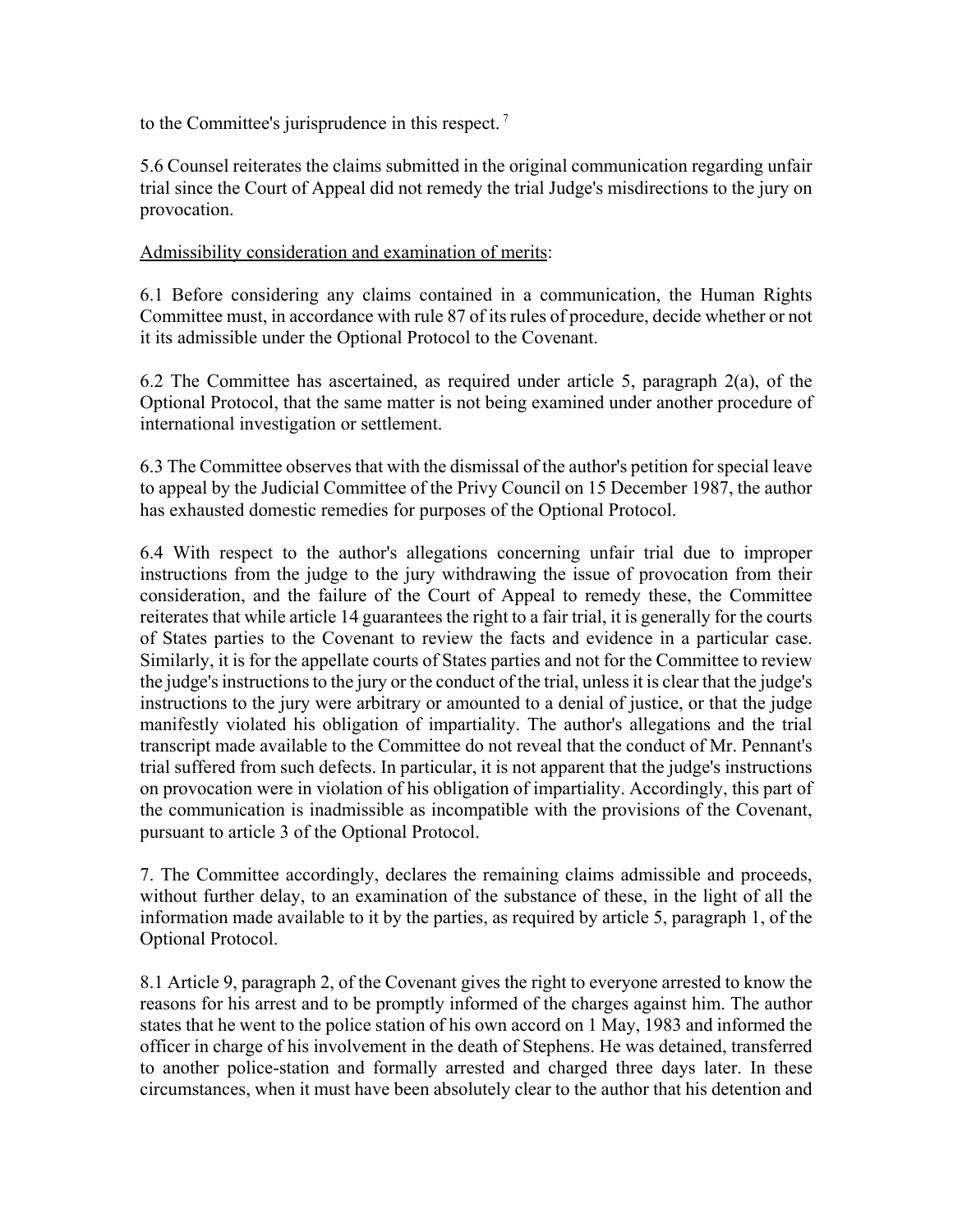to the Committee's jurisprudence in this respect. [7]

5.6 Counsel reiterates the claims submitted in the original communication regarding unfair trial since the Court of Appeal did not remedy the trial Judge's misdirections to the jury on provocation.

Admissibility consideration and examination of merits:

6.1 Before considering any claims contained in a communication, the Human Rights Committee must, in accordance with rule 87 of its rules of procedure, decide whether or not it its admissible under the Optional Protocol to the Covenant.

6.2 The Committee has ascertained, as required under article 5, paragraph 2(a), of the Optional Protocol, that the same matter is not being examined under another procedure of international investigation or settlement.

6.3 The Committee observes that with the dismissal of the author's petition for special leave to appeal by the Judicial Committee of the Privy Council on 15 December 1987, the author has exhausted domestic remedies for purposes of the Optional Protocol.

6.4 With respect to the author's allegations concerning unfair trial due to improper instructions from the judge to the jury withdrawing the issue of provocation from their consideration, and the failure of the Court of Appeal to remedy these, the Committee reiterates that while article 14 guarantees the right to a fair trial, it is generally for the courts of States parties to the Covenant to review the facts and evidence in a particular case. Similarly, it is for the appellate courts of States parties and not for the Committee to review the judge's instructions to the jury or the conduct of the trial, unless it is clear that the judge's instructions to the jury were arbitrary or amounted to a denial of justice, or that the judge manifestly violated his obligation of impartiality. The author's allegations and the trial transcript made available to the Committee do not reveal that the conduct of Mr. Pennant's trial suffered from such defects. In particular, it is not apparent that the judge's instructions on provocation were in violation of his obligation of impartiality. Accordingly, this part of the communication is inadmissible as incompatible with the provisions of the Covenant, pursuant to article 3 of the Optional Protocol.

7. The Committee accordingly, declares the remaining claims admissible and proceeds, without further delay, to an examination of the substance of these, in the light of all the information made available to it by the parties, as required by article 5, paragraph 1, of the Optional Protocol.

8.1 Article 9, paragraph 2, of the Covenant gives the right to everyone arrested to know the reasons for his arrest and to be promptly informed of the charges against him. The author states that he went to the police station of his own accord on 1 May, 1983 and informed the officer in charge of his involvement in the death of Stephens. He was detained, transferred to another police-station and formally arrested and charged three days later. In these circumstances, when it must have been absolutely clear to the author that his detention and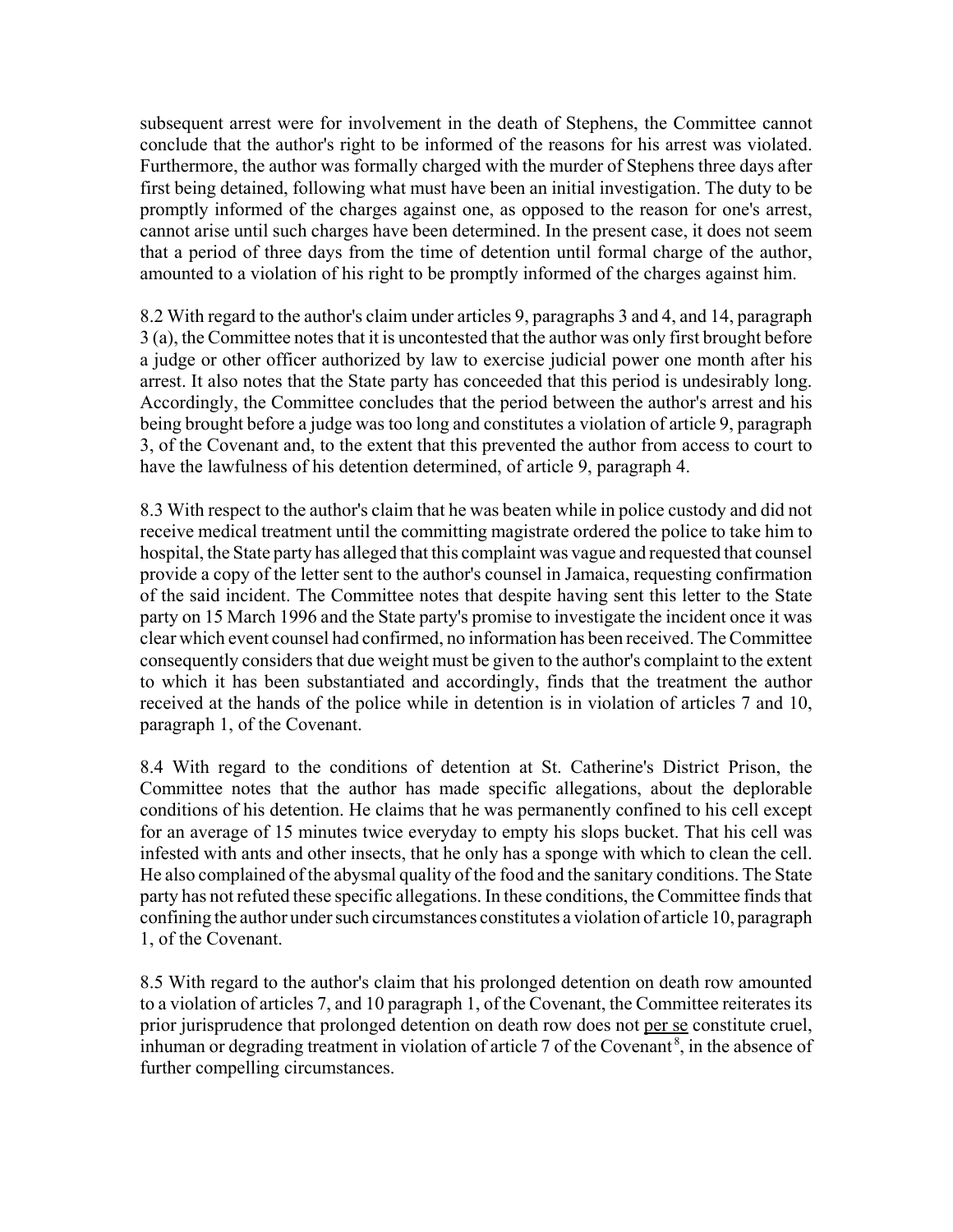subsequent arrest were for involvement in the death of Stephens, the Committee cannot conclude that the author's right to be informed of the reasons for his arrest was violated. Furthermore, the author was formally charged with the murder of Stephens three days after first being detained, following what must have been an initial investigation. The duty to be promptly informed of the charges against one, as opposed to the reason for one's arrest, cannot arise until such charges have been determined. In the present case, it does not seem that a period of three days from the time of detention until formal charge of the author, amounted to a violation of his right to be promptly informed of the charges against him.

8.2 With regard to the author's claim under articles 9, paragraphs 3 and 4, and 14, paragraph 3 (a), the Committee notes that it is uncontested that the author was only first brought before a judge or other officer authorized by law to exercise judicial power one month after his arrest. It also notes that the State party has conceeded that this period is undesirably long. Accordingly, the Committee concludes that the period between the author's arrest and his being brought before a judge was too long and constitutes a violation of article 9, paragraph 3, of the Covenant and, to the extent that this prevented the author from access to court to have the lawfulness of his detention determined, of article 9, paragraph 4.

8.3 With respect to the author's claim that he was beaten while in police custody and did not receive medical treatment until the committing magistrate ordered the police to take him to hospital, the State party has alleged that this complaint was vague and requested that counsel provide a copy of the letter sent to the author's counsel in Jamaica, requesting confirmation of the said incident. The Committee notes that despite having sent this letter to the State party on 15 March 1996 and the State party's promise to investigate the incident once it was clear which event counsel had confirmed, no information has been received. The Committee consequently considers that due weight must be given to the author's complaint to the extent to which it has been substantiated and accordingly, finds that the treatment the author received at the hands of the police while in detention is in violation of articles 7 and 10, paragraph 1, of the Covenant.

8.4 With regard to the conditions of detention at St. Catherine's District Prison, the Committee notes that the author has made specific allegations, about the deplorable conditions of his detention. He claims that he was permanently confined to his cell except for an average of 15 minutes twice everyday to empty his slops bucket. That his cell was infested with ants and other insects, that he only has a sponge with which to clean the cell. He also complained of the abysmal quality of the food and the sanitary conditions. The State party has not refuted these specific allegations. In these conditions, the Committee finds that confining the author under such circumstances constitutes a violation of article 10, paragraph 1, of the Covenant.

8.5 With regard to the author's claim that his prolonged detention on death row amounted to a violation of articles 7, and 10 paragraph 1, of the Covenant, the Committee reiterates its prior jurisprudence that prolonged detention on death row does not per se constitute cruel, inhuman or degrading treatment in violation of article 7 of the Covenant[8], in the absence of further compelling circumstances.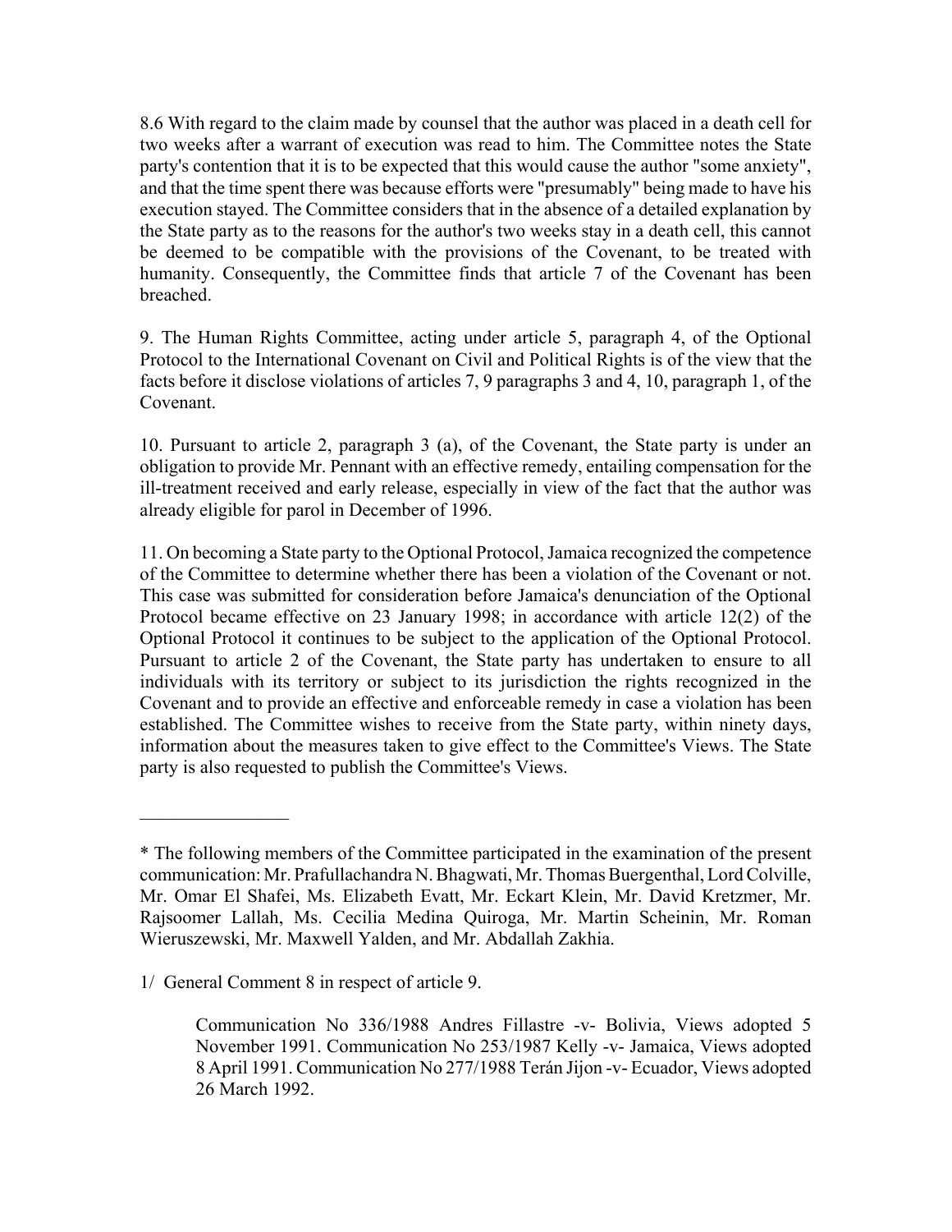8.6 With regard to the claim made by counsel that the author was placed in a death cell for two weeks after a warrant of execution was read to him. The Committee notes the State party's contention that it is to be expected that this would cause the author "some anxiety", and that the time spent there was because efforts were "presumably" being made to have his execution stayed. The Committee considers that in the absence of a detailed explanation by the State party as to the reasons for the author's two weeks stay in a death cell, this cannot be deemed to be compatible with the provisions of the Covenant, to be treated with humanity. Consequently, the Committee finds that article 7 of the Covenant has been breached.

9. The Human Rights Committee, acting under article 5, paragraph 4, of the Optional Protocol to the International Covenant on Civil and Political Rights is of the view that the facts before it disclose violations of articles 7, 9 paragraphs 3 and 4, 10, paragraph 1, of the Covenant.

10. Pursuant to article 2, paragraph 3 (a), of the Covenant, the State party is under an obligation to provide Mr. Pennant with an effective remedy, entailing compensation for the ill-treatment received and early release, especially in view of the fact that the author was already eligible for parol in December of 1996.

11. On becoming a State party to the Optional Protocol, Jamaica recognized the competence of the Committee to determine whether there has been a violation of the Covenant or not. This case was submitted for consideration before Jamaica's denunciation of the Optional Protocol became effective on 23 January 1998; in accordance with article 12(2) of the Optional Protocol it continues to be subject to the application of the Optional Protocol. Pursuant to article 2 of the Covenant, the State party has undertaken to ensure to all individuals with its territory or subject to its jurisdiction the rights recognized in the Covenant and to provide an effective and enforceable remedy in case a violation has been established. The Committee wishes to receive from the State party, within ninety days, information about the measures taken to give effect to the Committee's Views. The State party is also requested to publish the Committee's Views.

---

\* The following members of the Committee participated in the examination of the present communication: Mr. Prafullachandra N. Bhagwati, Mr. Thomas Buergenthal, Lord Colville, Mr. Omar El Shafei, Ms. Elizabeth Evatt, Mr. Eckart Klein, Mr. David Kretzmer, Mr. Rajsoomer Lallah, Ms. Cecilia Medina Quiroga, Mr. Martin Scheinin, Mr. Roman Wieruszewski, Mr. Maxwell Yalden, and Mr. Abdallah Zakhia.

1/ General Comment 8 in respect of article 9.

> Communication No 336/1988 Andres Fillastre -v- Bolivia, Views adopted 5 November 1991. Communication No 253/1987 Kelly -v- Jamaica, Views adopted 8 April 1991. Communication No 277/1988 Terán Jijon -v- Ecuador, Views adopted 26 March 1992.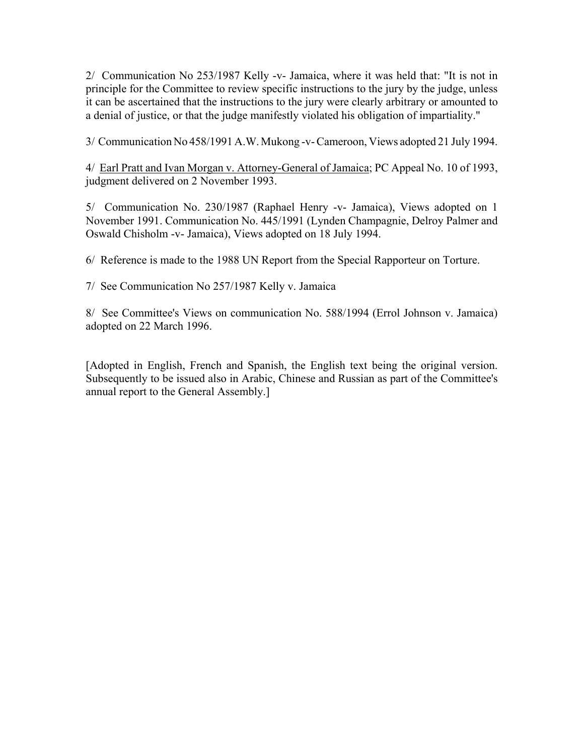2/ Communication No 253/1987 Kelly -v- Jamaica, where it was held that: "It is not in principle for the Committee to review specific instructions to the jury by the judge, unless it can be ascertained that the instructions to the jury were clearly arbitrary or amounted to a denial of justice, or that the judge manifestly violated his obligation of impartiality."

3/ Communication No 458/1991 A.W. Mukong -v- Cameroon, Views adopted 21 July 1994.

4/ <u>Earl Pratt and Ivan Morgan v. Attorney-General of Jamaica</u>; PC Appeal No. 10 of 1993, judgment delivered on 2 November 1993.

5/ Communication No. 230/1987 (Raphael Henry -v- Jamaica), Views adopted on 1 November 1991. Communication No. 445/1991 (Lynden Champagnie, Delroy Palmer and Oswald Chisholm -v- Jamaica), Views adopted on 18 July 1994.

6/ Reference is made to the 1988 UN Report from the Special Rapporteur on Torture.

7/ See Communication No 257/1987 Kelly v. Jamaica

8/ See Committee's Views on communication No. 588/1994 (Errol Johnson v. Jamaica) adopted on 22 March 1996.

[Adopted in English, French and Spanish, the English text being the original version. Subsequently to be issued also in Arabic, Chinese and Russian as part of the Committee's annual report to the General Assembly.]